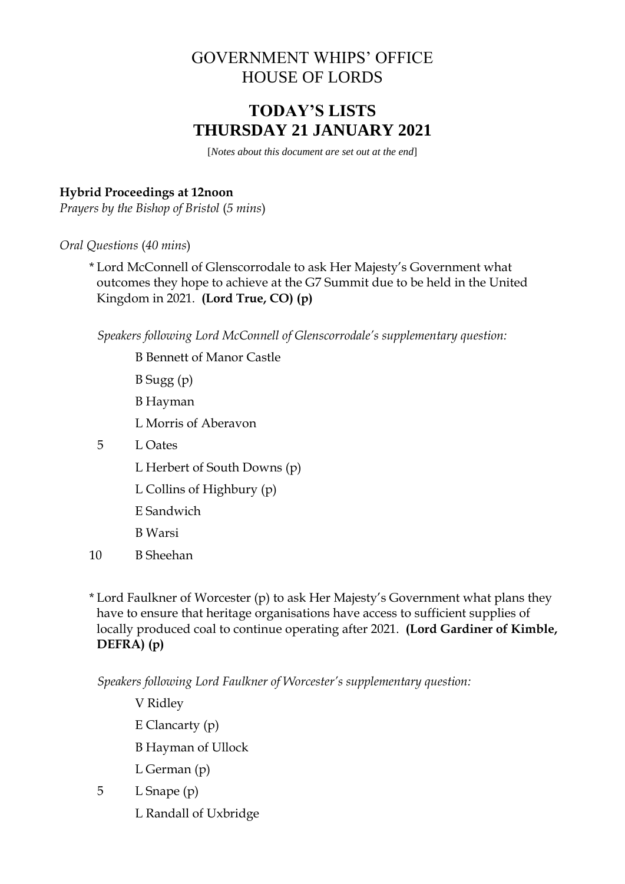# GOVERNMENT WHIPS' OFFICE
# HOUSE OF LORDS

## TODAY'S LISTS
## THURSDAY 21 JANUARY 2021

[*Notes about this document are set out at the end*]

**Hybrid Proceedings at 12noon**
*Prayers by the Bishop of Bristol (5 mins)*

*Oral Questions (40 mins)*

\* Lord McConnell of Glenscorrodale to ask Her Majesty's Government what outcomes they hope to achieve at the G7 Summit due to be held in the United Kingdom in 2021. **(Lord True, CO) (p)**

*Speakers following Lord McConnell of Glenscorrodale's supplementary question:*

B Bennett of Manor Castle
B Sugg (p)
B Hayman
L Morris of Aberavon
5 L Oates
L Herbert of South Downs (p)
L Collins of Highbury (p)
E Sandwich
B Warsi
10 B Sheehan

\* Lord Faulkner of Worcester (p) to ask Her Majesty's Government what plans they have to ensure that heritage organisations have access to sufficient supplies of locally produced coal to continue operating after 2021. **(Lord Gardiner of Kimble, DEFRA) (p)**

*Speakers following Lord Faulkner of Worcester's supplementary question:*

V Ridley
E Clancarty (p)
B Hayman of Ullock
L German (p)
5 L Snape (p)
L Randall of Uxbridge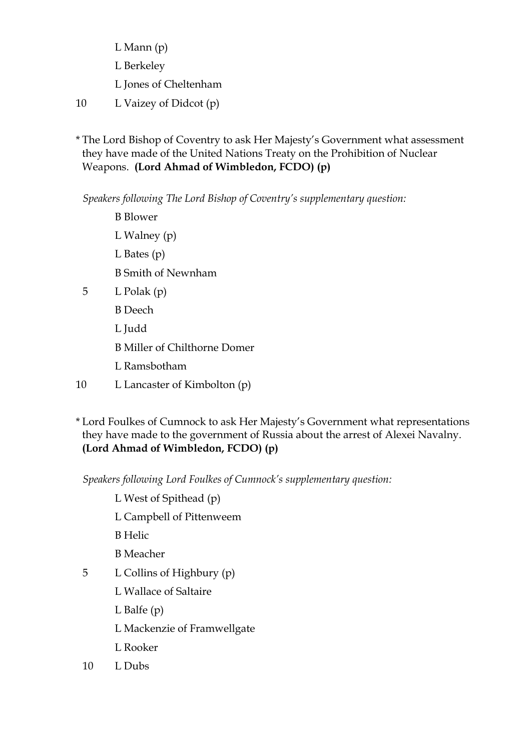L Mann (p)

L Berkeley

L Jones of Cheltenham

10 L Vaizey of Didcot (p)

* The Lord Bishop of Coventry to ask Her Majesty's Government what assessment they have made of the United Nations Treaty on the Prohibition of Nuclear Weapons. **(Lord Ahmad of Wimbledon, FCDO) (p)**

*Speakers following The Lord Bishop of Coventry's supplementary question:*

B Blower

L Walney (p)

L Bates (p)

B Smith of Newnham

5 L Polak (p)

B Deech

L Judd

B Miller of Chilthorne Domer

L Ramsbotham

10 L Lancaster of Kimbolton (p)

* Lord Foulkes of Cumnock to ask Her Majesty's Government what representations they have made to the government of Russia about the arrest of Alexei Navalny. **(Lord Ahmad of Wimbledon, FCDO) (p)**

*Speakers following Lord Foulkes of Cumnock's supplementary question:*

L West of Spithead (p)

L Campbell of Pittenweem

B Helic

B Meacher

5 L Collins of Highbury (p)

L Wallace of Saltaire

L Balfe (p)

L Mackenzie of Framwellgate

L Rooker

10 L Dubs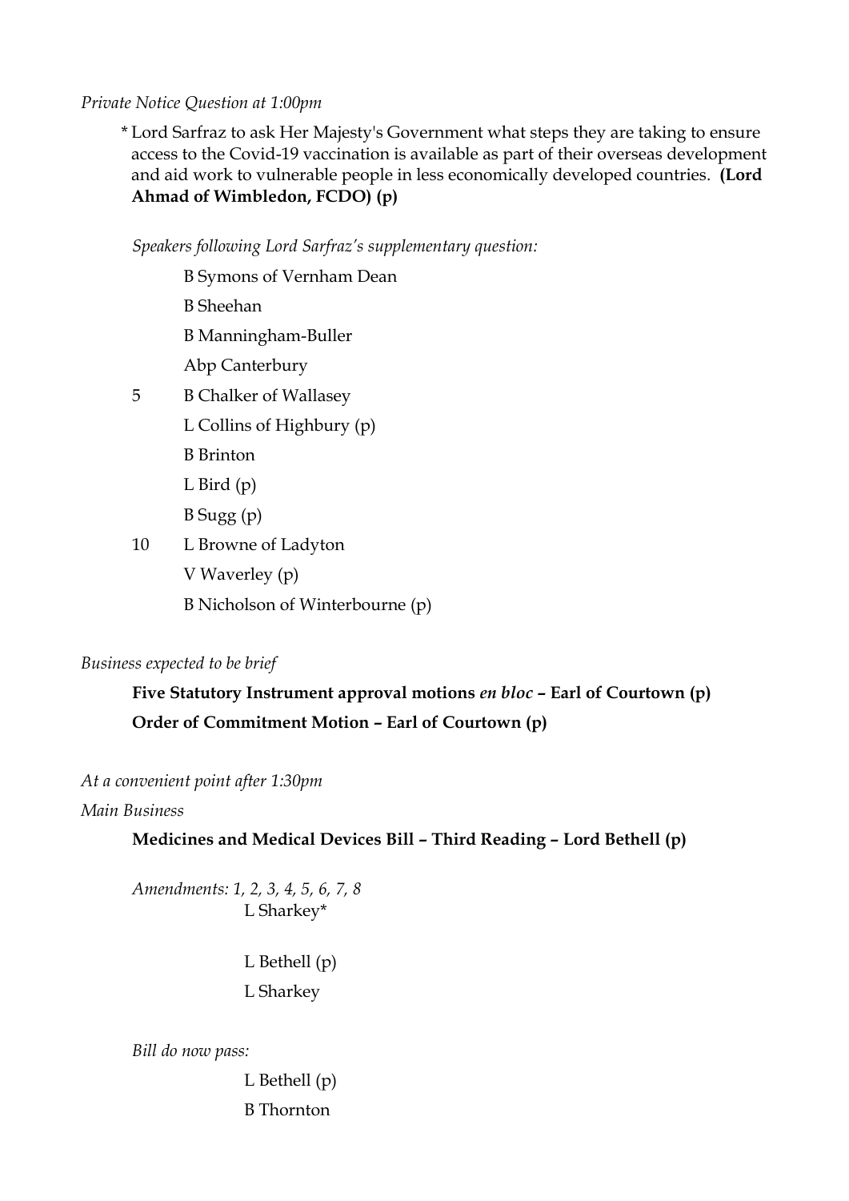*Private Notice Question at 1:00pm*

\* Lord Sarfraz to ask Her Majesty's Government what steps they are taking to ensure access to the Covid-19 vaccination is available as part of their overseas development and aid work to vulnerable people in less economically developed countries. **(Lord Ahmad of Wimbledon, FCDO) (p)**

*Speakers following Lord Sarfraz's supplementary question:*

B Symons of Vernham Dean

B Sheehan

B Manningham-Buller

Abp Canterbury

5 B Chalker of Wallasey

L Collins of Highbury (p)

B Brinton

L Bird (p)

B Sugg (p)

10 L Browne of Ladyton

V Waverley (p)

B Nicholson of Winterbourne (p)

*Business expected to be brief*

**Five Statutory Instrument approval motions *en bloc* – Earl of Courtown (p)**

**Order of Commitment Motion – Earl of Courtown (p)**

*At a convenient point after 1:30pm*

*Main Business*

**Medicines and Medical Devices Bill – Third Reading – Lord Bethell (p)**

*Amendments: 1, 2, 3, 4, 5, 6, 7, 8*

L Sharkey*

L Bethell (p)

L Sharkey

*Bill do now pass:*

L Bethell (p)

B Thornton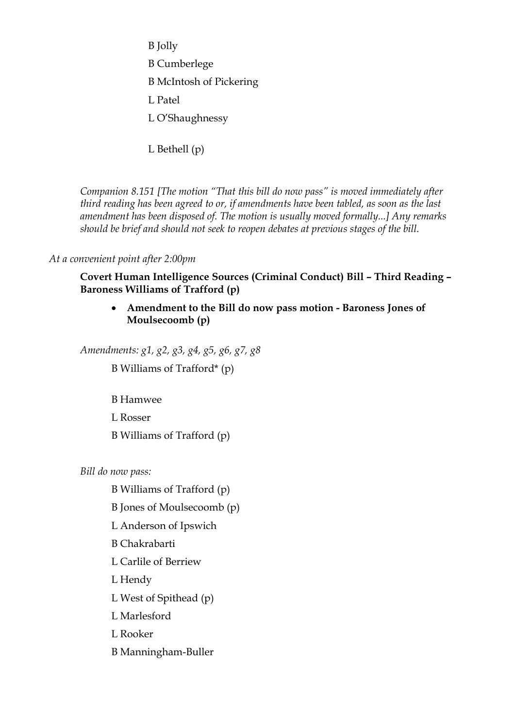B Jolly

B Cumberlege

B McIntosh of Pickering

L Patel

L O'Shaughnessy

L Bethell (p)

*Companion 8.151 [The motion "That this bill do now pass" is moved immediately after third reading has been agreed to or, if amendments have been tabled, as soon as the last amendment has been disposed of. The motion is usually moved formally...] Any remarks should be brief and should not seek to reopen debates at previous stages of the bill.*

*At a convenient point after 2:00pm*

**Covert Human Intelligence Sources (Criminal Conduct) Bill – Third Reading – Baroness Williams of Trafford (p)**

- **Amendment to the Bill do now pass motion - Baroness Jones of Moulsecoomb (p)**

*Amendments: g1, g2, g3, g4, g5, g6, g7, g8*

B Williams of Trafford* (p)

B Hamwee

L Rosser

B Williams of Trafford (p)

*Bill do now pass:*

B Williams of Trafford (p)

B Jones of Moulsecoomb (p)

L Anderson of Ipswich

B Chakrabarti

L Carlile of Berriew

L Hendy

L West of Spithead (p)

L Marlesford

L Rooker

B Manningham-Buller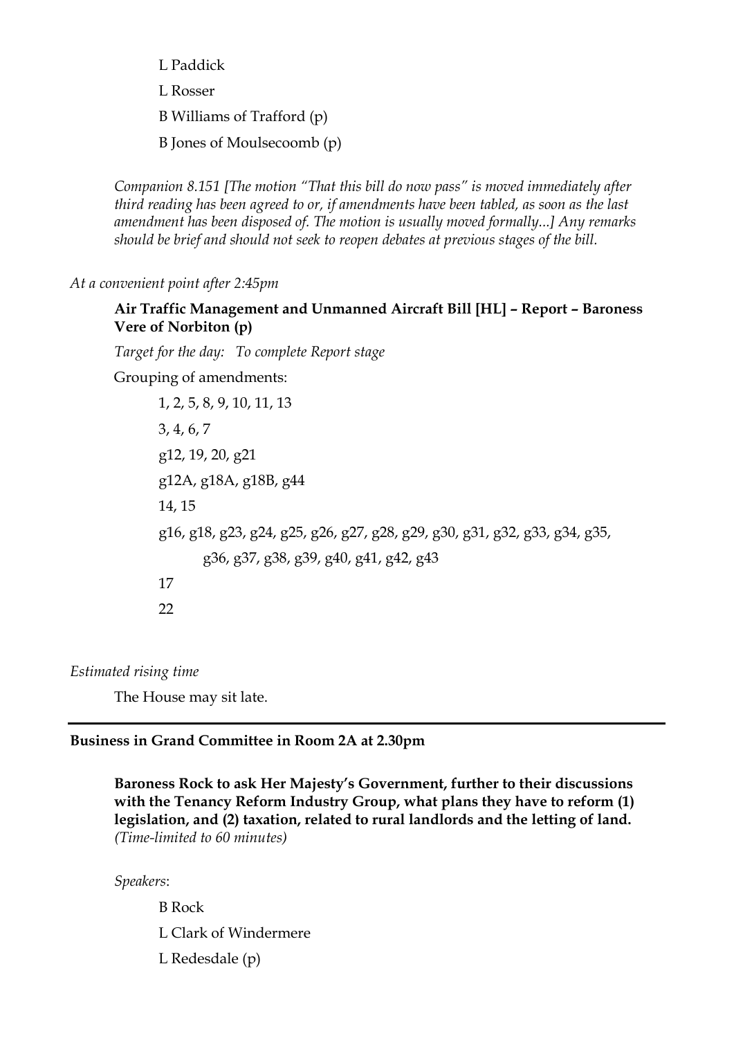L Paddick

L Rosser

B Williams of Trafford (p)

B Jones of Moulsecoomb (p)

*Companion 8.151 [The motion "That this bill do now pass" is moved immediately after third reading has been agreed to or, if amendments have been tabled, as soon as the last amendment has been disposed of. The motion is usually moved formally...] Any remarks should be brief and should not seek to reopen debates at previous stages of the bill.*

*At a convenient point after 2:45pm*

**Air Traffic Management and Unmanned Aircraft Bill [HL] – Report – Baroness Vere of Norbiton (p)**

*Target for the day: To complete Report stage*

Grouping of amendments:

1, 2, 5, 8, 9, 10, 11, 13

3, 4, 6, 7

g12, 19, 20, g21

g12A, g18A, g18B, g44

14, 15

g16, g18, g23, g24, g25, g26, g27, g28, g29, g30, g31, g32, g33, g34, g35, g36, g37, g38, g39, g40, g41, g42, g43

17

22

*Estimated rising time*

The House may sit late.

---

**Business in Grand Committee in Room 2A at 2.30pm**

**Baroness Rock to ask Her Majesty's Government, further to their discussions with the Tenancy Reform Industry Group, what plans they have to reform (1) legislation, and (2) taxation, related to rural landlords and the letting of land.** *(Time-limited to 60 minutes)*

*Speakers*:

B Rock

L Clark of Windermere

L Redesdale (p)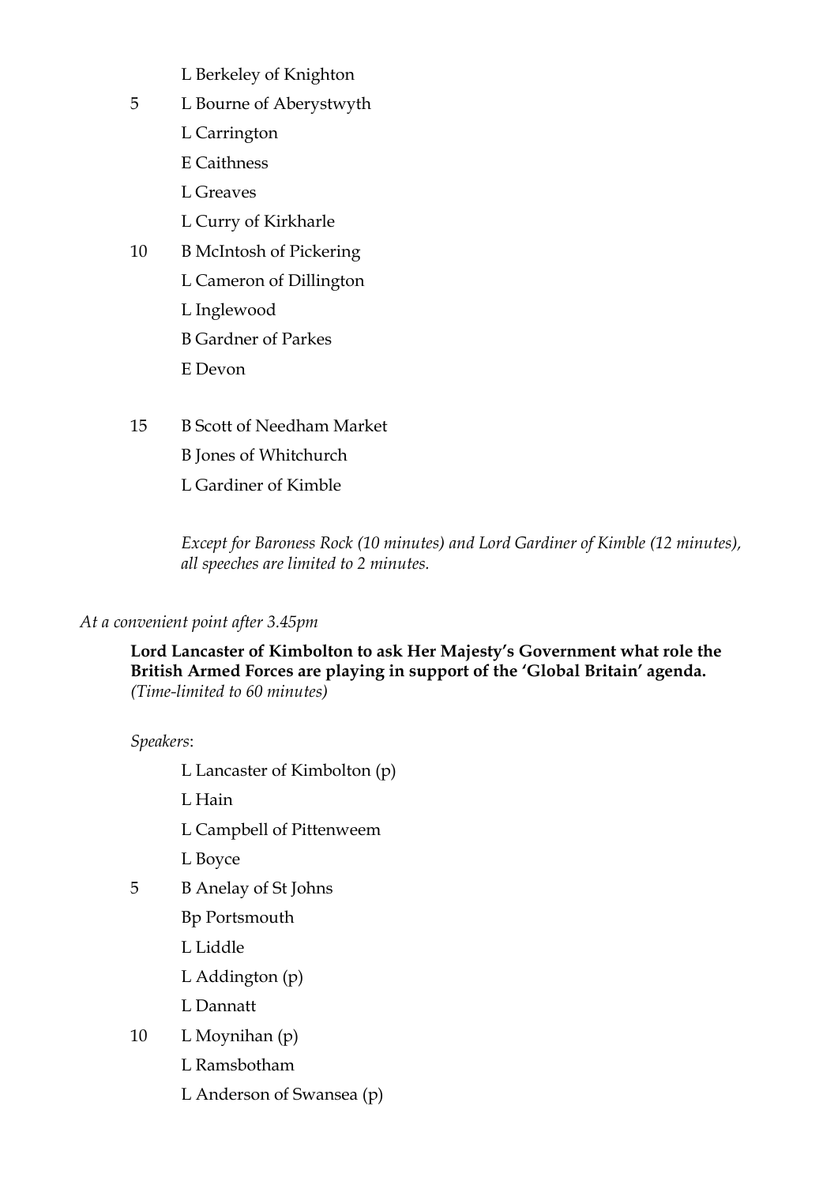L Berkeley of Knighton

5 L Bourne of Aberystwyth

L Carrington

E Caithness

L Greaves

L Curry of Kirkharle

10 B McIntosh of Pickering

L Cameron of Dillington

L Inglewood

B Gardner of Parkes

E Devon

15 B Scott of Needham Market

B Jones of Whitchurch

L Gardiner of Kimble

*Except for Baroness Rock (10 minutes) and Lord Gardiner of Kimble (12 minutes), all speeches are limited to 2 minutes.*

*At a convenient point after 3.45pm*

**Lord Lancaster of Kimbolton to ask Her Majesty's Government what role the British Armed Forces are playing in support of the 'Global Britain' agenda.**
*(Time-limited to 60 minutes)*

*Speakers*:

L Lancaster of Kimbolton (p)

L Hain

L Campbell of Pittenweem

L Boyce

5 B Anelay of St Johns

Bp Portsmouth

L Liddle

L Addington (p)

L Dannatt

10 L Moynihan (p)

L Ramsbotham

L Anderson of Swansea (p)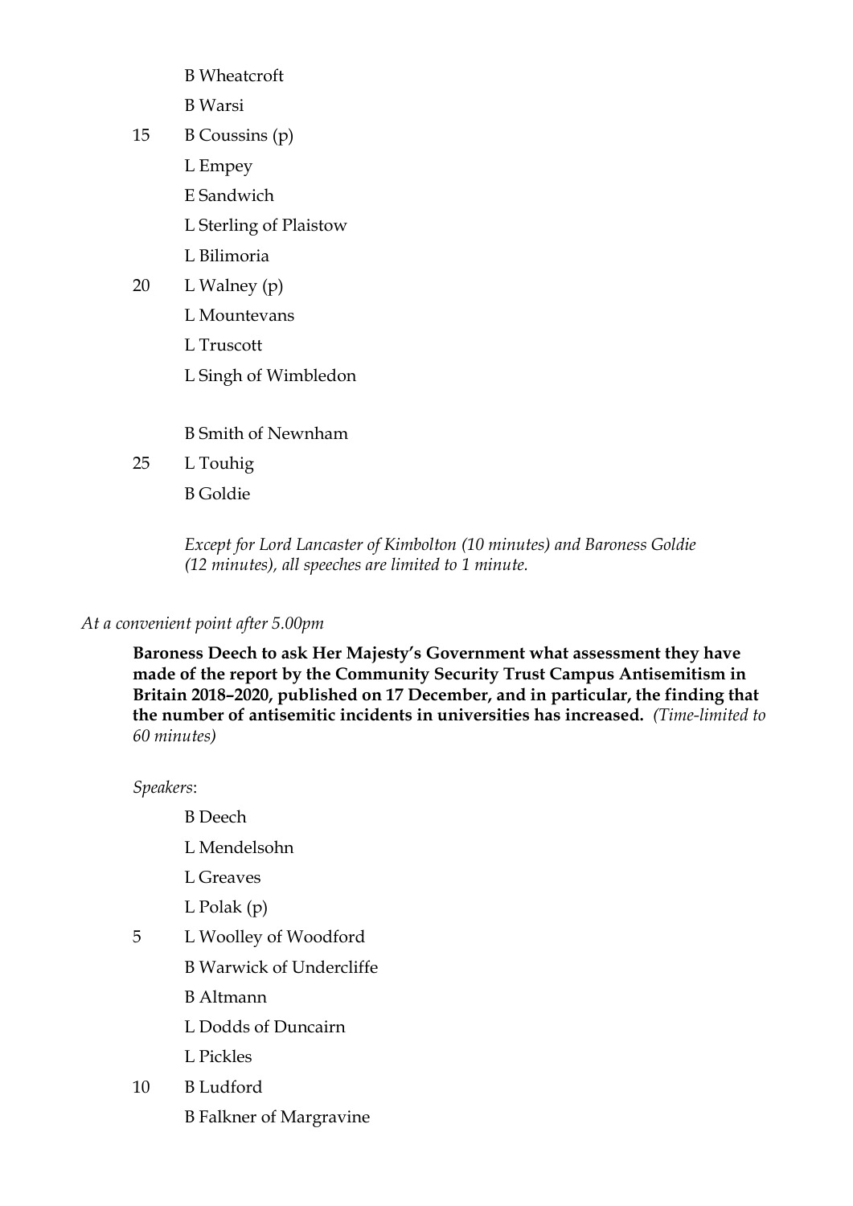B Wheatcroft

B Warsi

15 B Coussins (p)

L Empey

E Sandwich

L Sterling of Plaistow

L Bilimoria

20 L Walney (p)

L Mountevans

L Truscott

L Singh of Wimbledon

B Smith of Newnham

25 L Touhig

B Goldie

*Except for Lord Lancaster of Kimbolton (10 minutes) and Baroness Goldie (12 minutes), all speeches are limited to 1 minute.*

*At a convenient point after 5.00pm*

**Baroness Deech to ask Her Majesty's Government what assessment they have made of the report by the Community Security Trust Campus Antisemitism in Britain 2018–2020, published on 17 December, and in particular, the finding that the number of antisemitic incidents in universities has increased.** *(Time-limited to 60 minutes)*

*Speakers*:

B Deech

L Mendelsohn

L Greaves

L Polak (p)

5 L Woolley of Woodford

B Warwick of Undercliffe

B Altmann

L Dodds of Duncairn

L Pickles

10 B Ludford

B Falkner of Margravine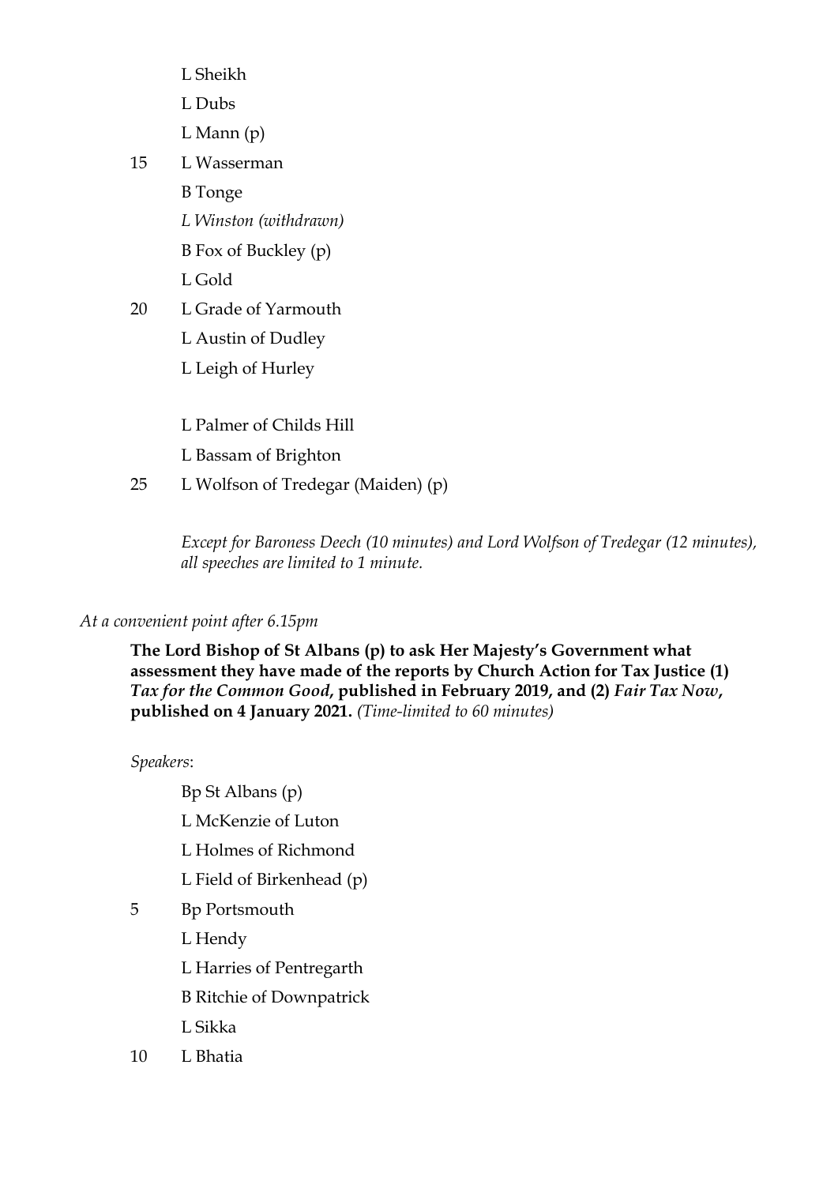L Sheikh

L Dubs

L Mann (p)

15 L Wasserman

B Tonge

*L Winston (withdrawn)*

B Fox of Buckley (p)

L Gold

20 L Grade of Yarmouth

L Austin of Dudley

L Leigh of Hurley

L Palmer of Childs Hill

L Bassam of Brighton

25 L Wolfson of Tredegar (Maiden) (p)

*Except for Baroness Deech (10 minutes) and Lord Wolfson of Tredegar (12 minutes), all speeches are limited to 1 minute.*

*At a convenient point after 6.15pm*

**The Lord Bishop of St Albans (p) to ask Her Majesty's Government what assessment they have made of the reports by Church Action for Tax Justice (1)** ***Tax for the Common Good*****, published in February 2019, and (2)** ***Fair Tax Now*****, published on 4 January 2021.** *(Time-limited to 60 minutes)*

*Speakers*:

Bp St Albans (p)

L McKenzie of Luton

L Holmes of Richmond

L Field of Birkenhead (p)

5 Bp Portsmouth

L Hendy

L Harries of Pentregarth

B Ritchie of Downpatrick

L Sikka

10 L Bhatia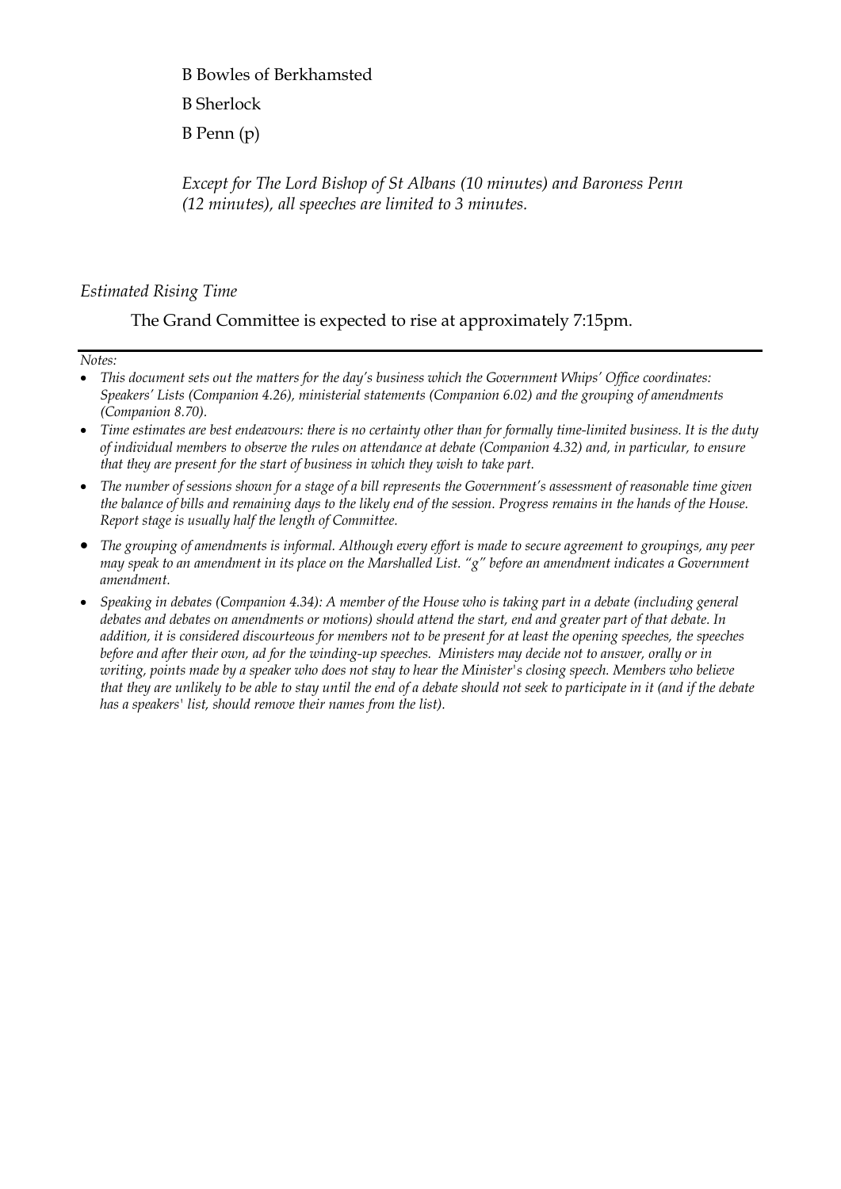B Bowles of Berkhamsted

B Sherlock

B Penn (p)

*Except for The Lord Bishop of St Albans (10 minutes) and Baroness Penn (12 minutes), all speeches are limited to 3 minutes.*

*Estimated Rising Time*

The Grand Committee is expected to rise at approximately 7:15pm.

*Notes:*

- *This document sets out the matters for the day's business which the Government Whips' Office coordinates: Speakers' Lists (Companion 4.26), ministerial statements (Companion 6.02) and the grouping of amendments (Companion 8.70).*
- *Time estimates are best endeavours: there is no certainty other than for formally time-limited business. It is the duty of individual members to observe the rules on attendance at debate (Companion 4.32) and, in particular, to ensure that they are present for the start of business in which they wish to take part.*
- *The number of sessions shown for a stage of a bill represents the Government's assessment of reasonable time given the balance of bills and remaining days to the likely end of the session. Progress remains in the hands of the House. Report stage is usually half the length of Committee.*
- *The grouping of amendments is informal. Although every effort is made to secure agreement to groupings, any peer may speak to an amendment in its place on the Marshalled List. "g" before an amendment indicates a Government amendment.*
- *Speaking in debates (Companion 4.34): A member of the House who is taking part in a debate (including general debates and debates on amendments or motions) should attend the start, end and greater part of that debate. In addition, it is considered discourteous for members not to be present for at least the opening speeches, the speeches before and after their own, ad for the winding-up speeches. Ministers may decide not to answer, orally or in writing, points made by a speaker who does not stay to hear the Minister's closing speech. Members who believe that they are unlikely to be able to stay until the end of a debate should not seek to participate in it (and if the debate has a speakers' list, should remove their names from the list).*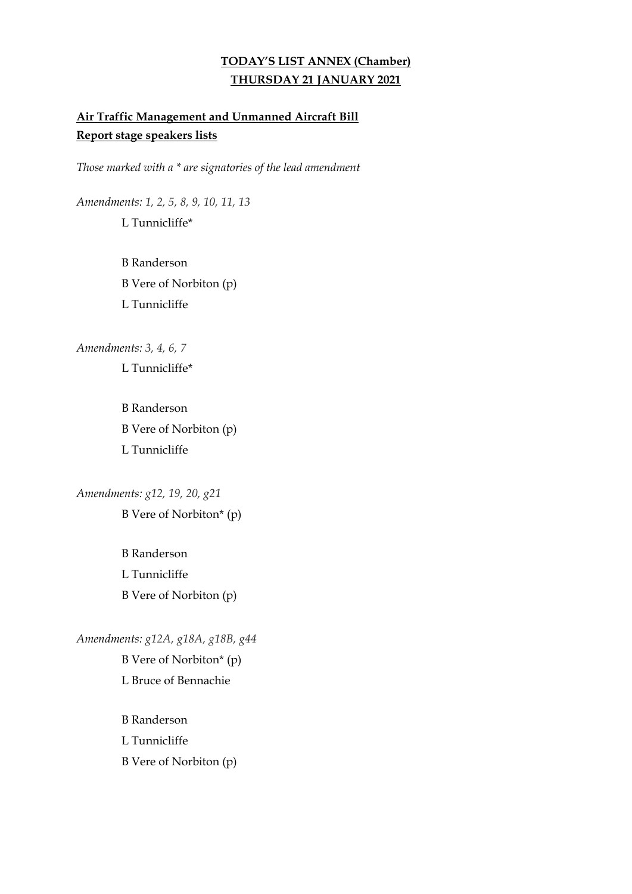# TODAY'S LIST ANNEX (Chamber)
## THURSDAY 21 JANUARY 2021

**Air Traffic Management and Unmanned Aircraft Bill**
**Report stage speakers lists**

*Those marked with a * are signatories of the lead amendment*

*Amendments: 1, 2, 5, 8, 9, 10, 11, 13*

L Tunnicliffe*

B Randerson
B Vere of Norbiton (p)
L Tunnicliffe

*Amendments: 3, 4, 6, 7*

L Tunnicliffe*

B Randerson
B Vere of Norbiton (p)
L Tunnicliffe

*Amendments: g12, 19, 20, g21*

B Vere of Norbiton* (p)

B Randerson
L Tunnicliffe
B Vere of Norbiton (p)

*Amendments: g12A, g18A, g18B, g44*

B Vere of Norbiton* (p)
L Bruce of Bennachie

B Randerson
L Tunnicliffe
B Vere of Norbiton (p)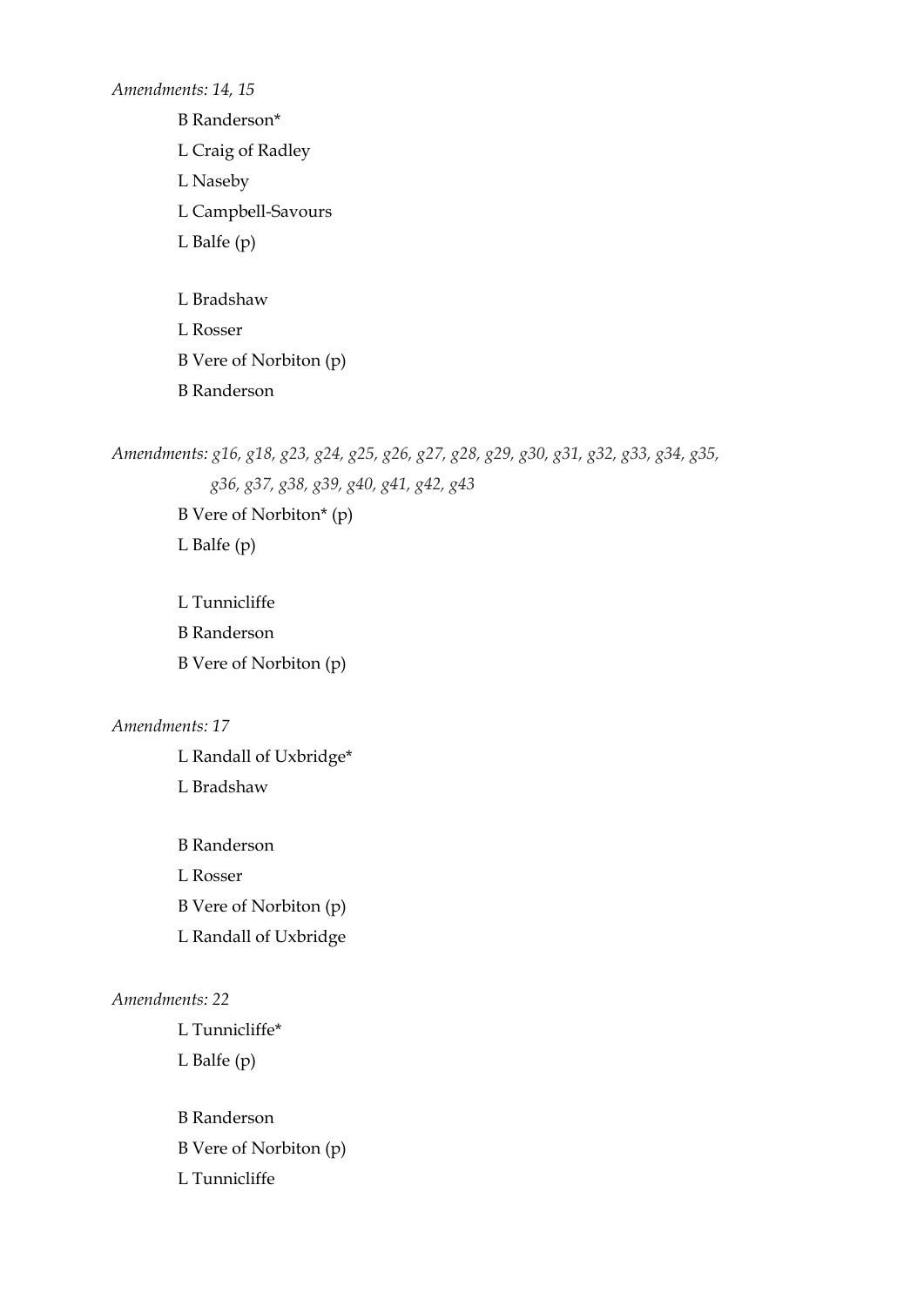*Amendments: 14, 15*

B Randerson*
L Craig of Radley
L Naseby
L Campbell-Savours
L Balfe (p)

L Bradshaw
L Rosser
B Vere of Norbiton (p)
B Randerson

*Amendments: g16, g18, g23, g24, g25, g26, g27, g28, g29, g30, g31, g32, g33, g34, g35, g36, g37, g38, g39, g40, g41, g42, g43*

B Vere of Norbiton* (p)
L Balfe (p)

L Tunnicliffe
B Randerson
B Vere of Norbiton (p)

*Amendments: 17*

L Randall of Uxbridge*
L Bradshaw

B Randerson
L Rosser
B Vere of Norbiton (p)
L Randall of Uxbridge

*Amendments: 22*

L Tunnicliffe*
L Balfe (p)

B Randerson
B Vere of Norbiton (p)
L Tunnicliffe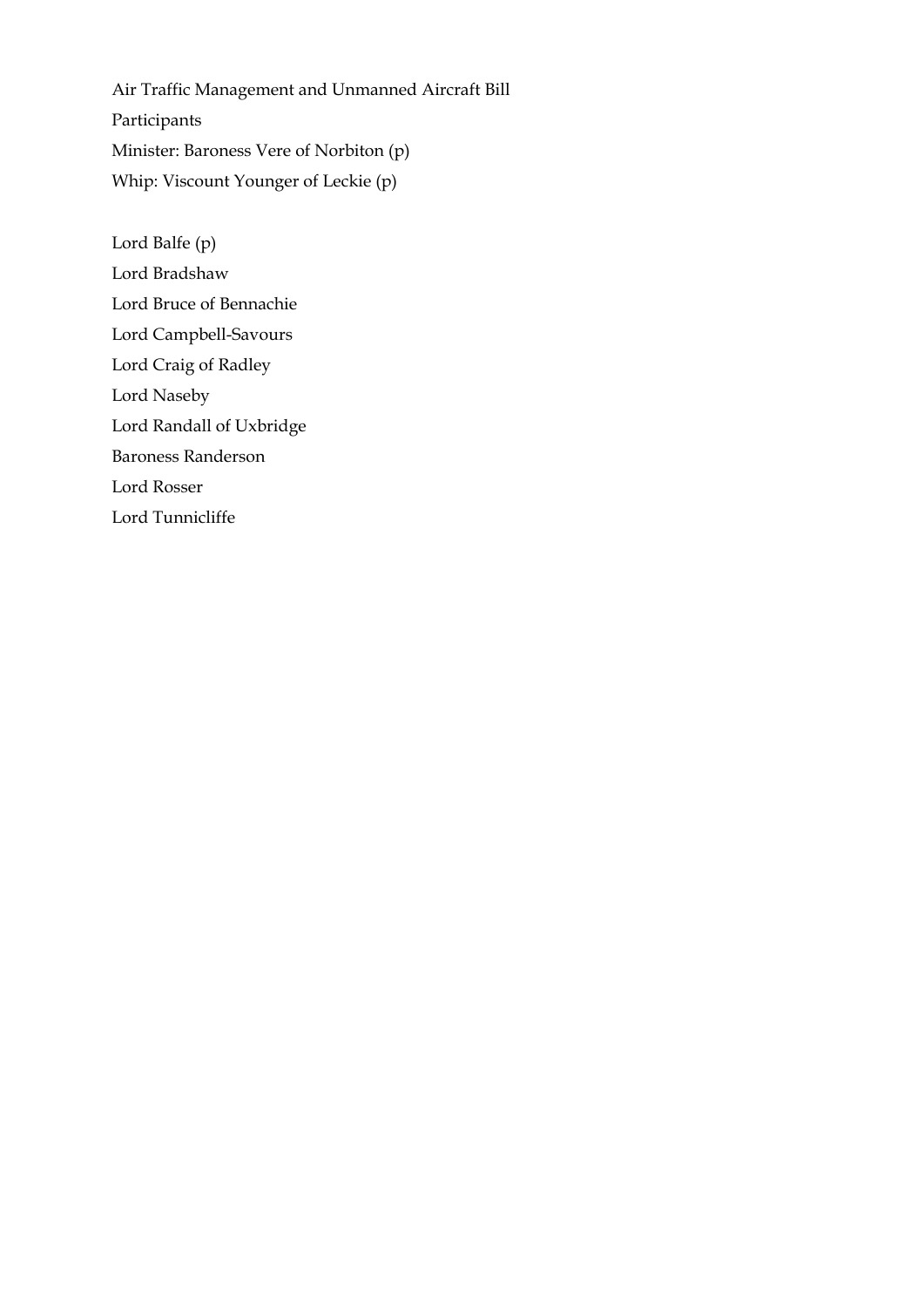Air Traffic Management and Unmanned Aircraft Bill

Participants

Minister: Baroness Vere of Norbiton (p)

Whip: Viscount Younger of Leckie (p)

Lord Balfe (p)

Lord Bradshaw

Lord Bruce of Bennachie

Lord Campbell-Savours

Lord Craig of Radley

Lord Naseby

Lord Randall of Uxbridge

Baroness Randerson

Lord Rosser

Lord Tunnicliffe